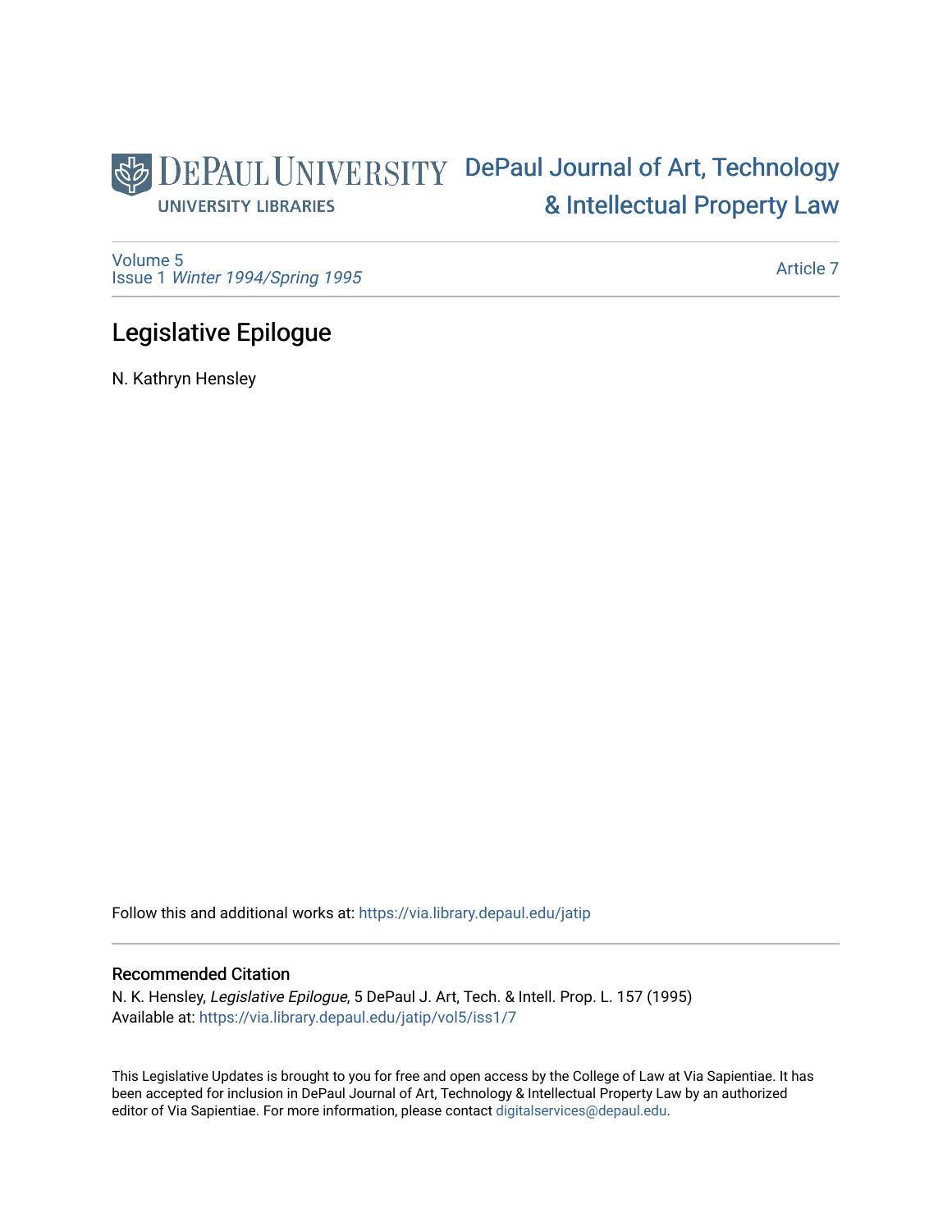DePaul University Libraries

DePaul Journal of Art, Technology & Intellectual Property Law

Volume 5
Issue 1 *Winter 1994/Spring 1995*

Article 7

# Legislative Epilogue

N. Kathryn Hensley

Follow this and additional works at: https://via.library.depaul.edu/jatip

## Recommended Citation

N. K. Hensley, *Legislative Epilogue*, 5 DePaul J. Art, Tech. & Intell. Prop. L. 157 (1995)
Available at: https://via.library.depaul.edu/jatip/vol5/iss1/7

This Legislative Updates is brought to you for free and open access by the College of Law at Via Sapientiae. It has been accepted for inclusion in DePaul Journal of Art, Technology & Intellectual Property Law by an authorized editor of Via Sapientiae. For more information, please contact digitalservices@depaul.edu.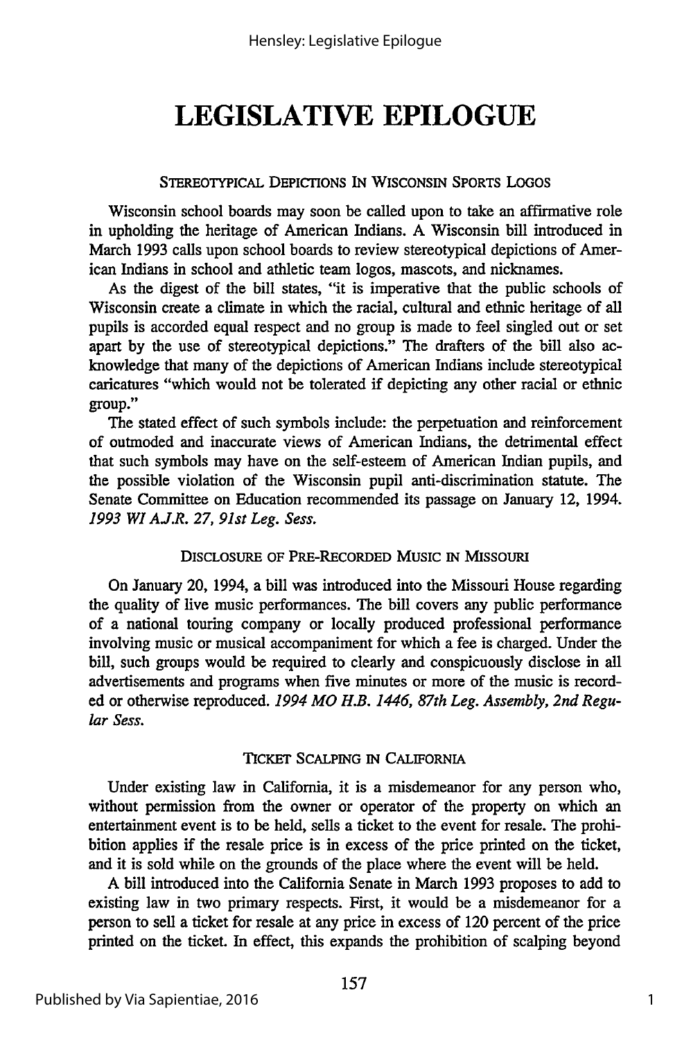# LEGISLATIVE EPILOGUE

### STEREOTYPICAL DEPICTIONS IN WISCONSIN SPORTS LOGOS

Wisconsin school boards may soon be called upon to take an affirmative role in upholding the heritage of American Indians. A Wisconsin bill introduced in March 1993 calls upon school boards to review stereotypical depictions of American Indians in school and athletic team logos, mascots, and nicknames.

As the digest of the bill states, "it is imperative that the public schools of Wisconsin create a climate in which the racial, cultural and ethnic heritage of all pupils is accorded equal respect and no group is made to feel singled out or set apart by the use of stereotypical depictions." The drafters of the bill also acknowledge that many of the depictions of American Indians include stereotypical caricatures "which would not be tolerated if depicting any other racial or ethnic group."

The stated effect of such symbols include: the perpetuation and reinforcement of outmoded and inaccurate views of American Indians, the detrimental effect that such symbols may have on the self-esteem of American Indian pupils, and the possible violation of the Wisconsin pupil anti-discrimination statute. The Senate Committee on Education recommended its passage on January 12, 1994. *1993 WI A.J.R. 27, 91st Leg. Sess.*

### DISCLOSURE OF PRE-RECORDED MUSIC IN MISSOURI

On January 20, 1994, a bill was introduced into the Missouri House regarding the quality of live music performances. The bill covers any public performance of a national touring company or locally produced professional performance involving music or musical accompaniment for which a fee is charged. Under the bill, such groups would be required to clearly and conspicuously disclose in all advertisements and programs when five minutes or more of the music is recorded or otherwise reproduced. *1994 MO H.B. 1446, 87th Leg. Assembly, 2nd Regular Sess.*

### TICKET SCALPING IN CALIFORNIA

Under existing law in California, it is a misdemeanor for any person who, without permission from the owner or operator of the property on which an entertainment event is to be held, sells a ticket to the event for resale. The prohibition applies if the resale price is in excess of the price printed on the ticket, and it is sold while on the grounds of the place where the event will be held.

A bill introduced into the California Senate in March 1993 proposes to add to existing law in two primary respects. First, it would be a misdemeanor for a person to sell a ticket for resale at any price in excess of 120 percent of the price printed on the ticket. In effect, this expands the prohibition of scalping beyond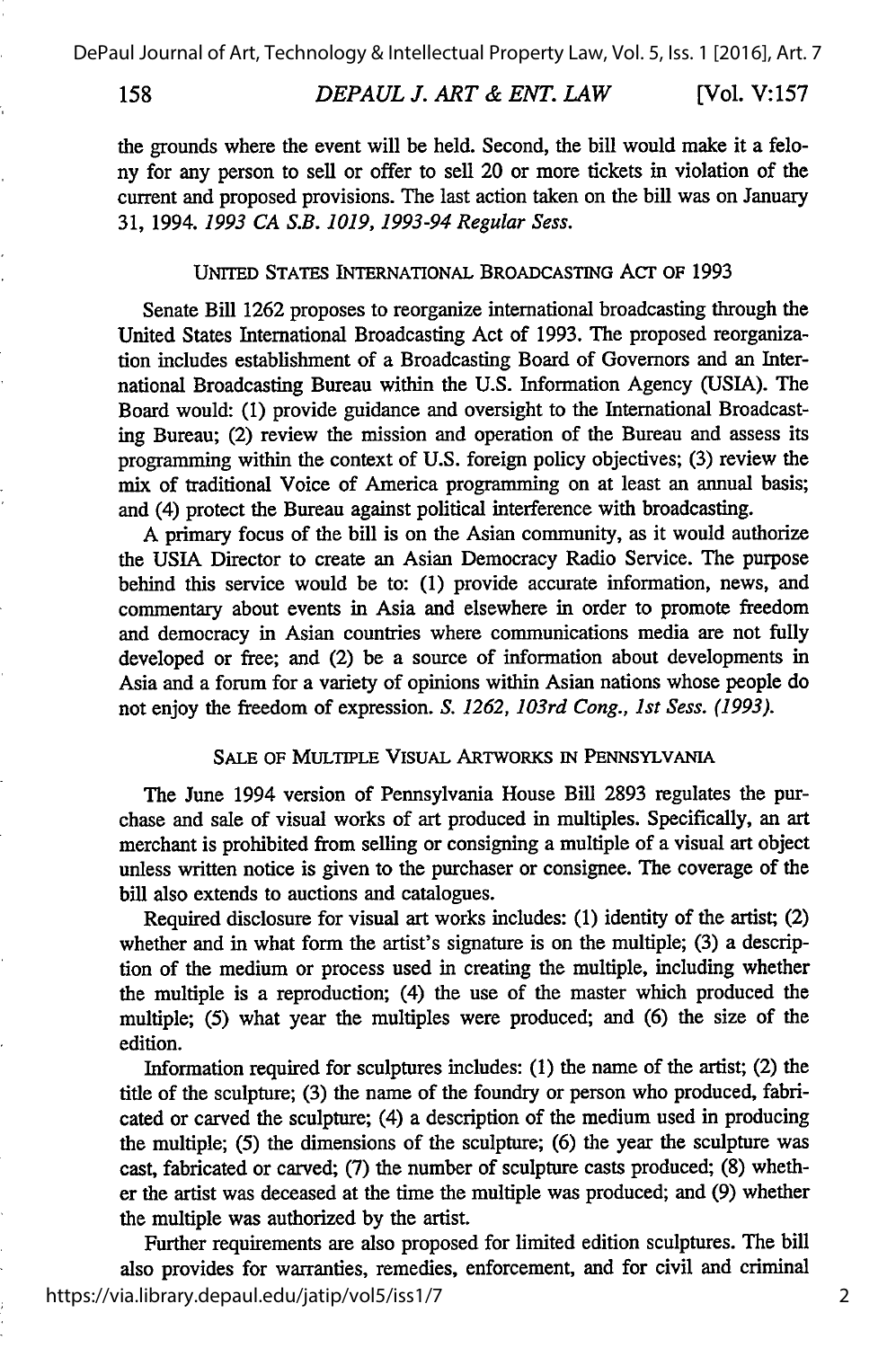the grounds where the event will be held. Second, the bill would make it a felony for any person to sell or offer to sell 20 or more tickets in violation of the current and proposed provisions. The last action taken on the bill was on January 31, 1994. *1993 CA S.B. 1019, 1993-94 Regular Sess.*

### UNITED STATES INTERNATIONAL BROADCASTING ACT OF 1993

Senate Bill 1262 proposes to reorganize international broadcasting through the United States International Broadcasting Act of 1993. The proposed reorganization includes establishment of a Broadcasting Board of Governors and an International Broadcasting Bureau within the U.S. Information Agency (USIA). The Board would: (1) provide guidance and oversight to the International Broadcasting Bureau; (2) review the mission and operation of the Bureau and assess its programming within the context of U.S. foreign policy objectives; (3) review the mix of traditional Voice of America programming on at least an annual basis; and (4) protect the Bureau against political interference with broadcasting.

A primary focus of the bill is on the Asian community, as it would authorize the USIA Director to create an Asian Democracy Radio Service. The purpose behind this service would be to: (1) provide accurate information, news, and commentary about events in Asia and elsewhere in order to promote freedom and democracy in Asian countries where communications media are not fully developed or free; and (2) be a source of information about developments in Asia and a forum for a variety of opinions within Asian nations whose people do not enjoy the freedom of expression. *S. 1262, 103rd Cong., 1st Sess. (1993).*

### SALE OF MULTIPLE VISUAL ARTWORKS IN PENNSYLVANIA

The June 1994 version of Pennsylvania House Bill 2893 regulates the purchase and sale of visual works of art produced in multiples. Specifically, an art merchant is prohibited from selling or consigning a multiple of a visual art object unless written notice is given to the purchaser or consignee. The coverage of the bill also extends to auctions and catalogues.

Required disclosure for visual art works includes: (1) identity of the artist; (2) whether and in what form the artist's signature is on the multiple; (3) a description of the medium or process used in creating the multiple, including whether the multiple is a reproduction; (4) the use of the master which produced the multiple; (5) what year the multiples were produced; and (6) the size of the edition.

Information required for sculptures includes: (1) the name of the artist; (2) the title of the sculpture; (3) the name of the foundry or person who produced, fabricated or carved the sculpture; (4) a description of the medium used in producing the multiple; (5) the dimensions of the sculpture; (6) the year the sculpture was cast, fabricated or carved; (7) the number of sculpture casts produced; (8) whether the artist was deceased at the time the multiple was produced; and (9) whether the multiple was authorized by the artist.

Further requirements are also proposed for limited edition sculptures. The bill also provides for warranties, remedies, enforcement, and for civil and criminal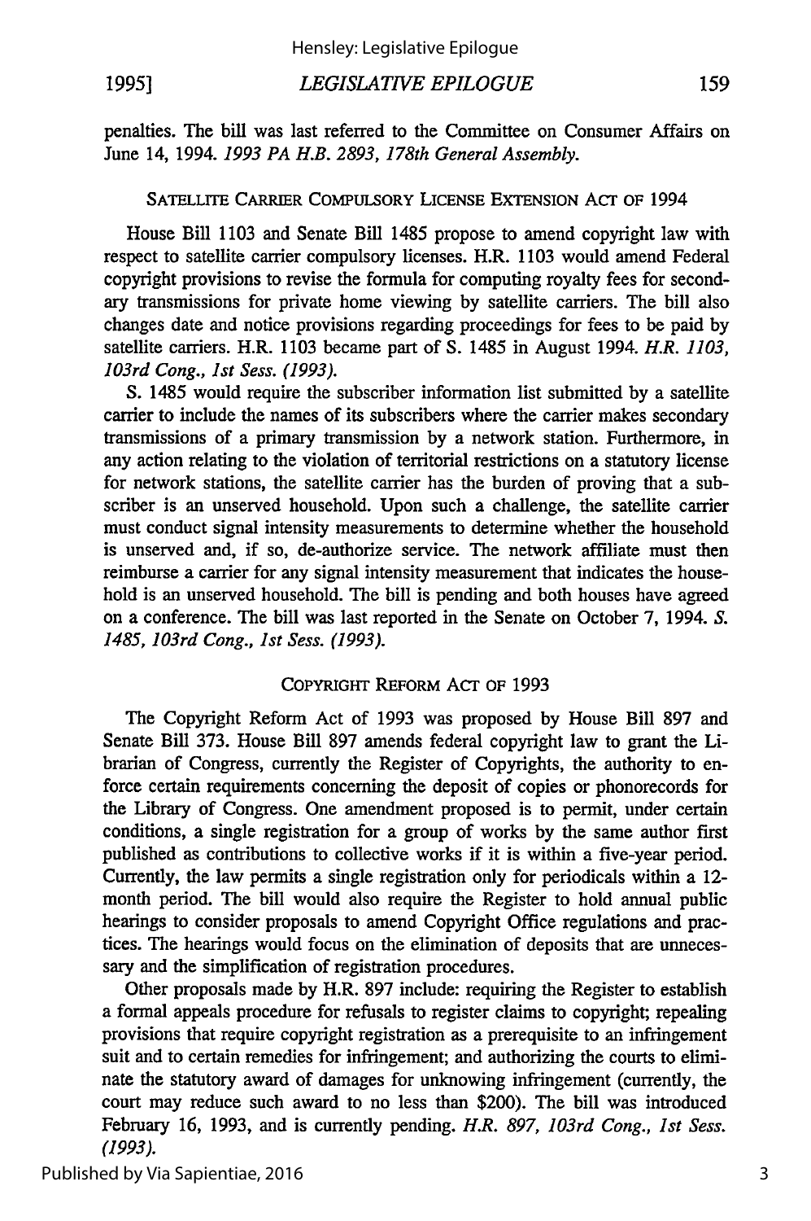penalties. The bill was last referred to the Committee on Consumer Affairs on June 14, 1994. *1993 PA H.B. 2893, 178th General Assembly.*

### SATELLITE CARRIER COMPULSORY LICENSE EXTENSION ACT OF 1994

House Bill 1103 and Senate Bill 1485 propose to amend copyright law with respect to satellite carrier compulsory licenses. H.R. 1103 would amend Federal copyright provisions to revise the formula for computing royalty fees for secondary transmissions for private home viewing by satellite carriers. The bill also changes date and notice provisions regarding proceedings for fees to be paid by satellite carriers. H.R. 1103 became part of S. 1485 in August 1994. *H.R. 1103, 103rd Cong., 1st Sess. (1993).*

S. 1485 would require the subscriber information list submitted by a satellite carrier to include the names of its subscribers where the carrier makes secondary transmissions of a primary transmission by a network station. Furthermore, in any action relating to the violation of territorial restrictions on a statutory license for network stations, the satellite carrier has the burden of proving that a subscriber is an unserved household. Upon such a challenge, the satellite carrier must conduct signal intensity measurements to determine whether the household is unserved and, if so, de-authorize service. The network affiliate must then reimburse a carrier for any signal intensity measurement that indicates the household is an unserved household. The bill is pending and both houses have agreed on a conference. The bill was last reported in the Senate on October 7, 1994. *S. 1485, 103rd Cong., 1st Sess. (1993).*

### COPYRIGHT REFORM ACT OF 1993

The Copyright Reform Act of 1993 was proposed by House Bill 897 and Senate Bill 373. House Bill 897 amends federal copyright law to grant the Librarian of Congress, currently the Register of Copyrights, the authority to enforce certain requirements concerning the deposit of copies or phonorecords for the Library of Congress. One amendment proposed is to permit, under certain conditions, a single registration for a group of works by the same author first published as contributions to collective works if it is within a five-year period. Currently, the law permits a single registration only for periodicals within a 12-month period. The bill would also require the Register to hold annual public hearings to consider proposals to amend Copyright Office regulations and practices. The hearings would focus on the elimination of deposits that are unnecessary and the simplification of registration procedures.

Other proposals made by H.R. 897 include: requiring the Register to establish a formal appeals procedure for refusals to register claims to copyright; repealing provisions that require copyright registration as a prerequisite to an infringement suit and to certain remedies for infringement; and authorizing the courts to eliminate the statutory award of damages for unknowing infringement (currently, the court may reduce such award to no less than $200). The bill was introduced February 16, 1993, and is currently pending. *H.R. 897, 103rd Cong., 1st Sess. (1993).*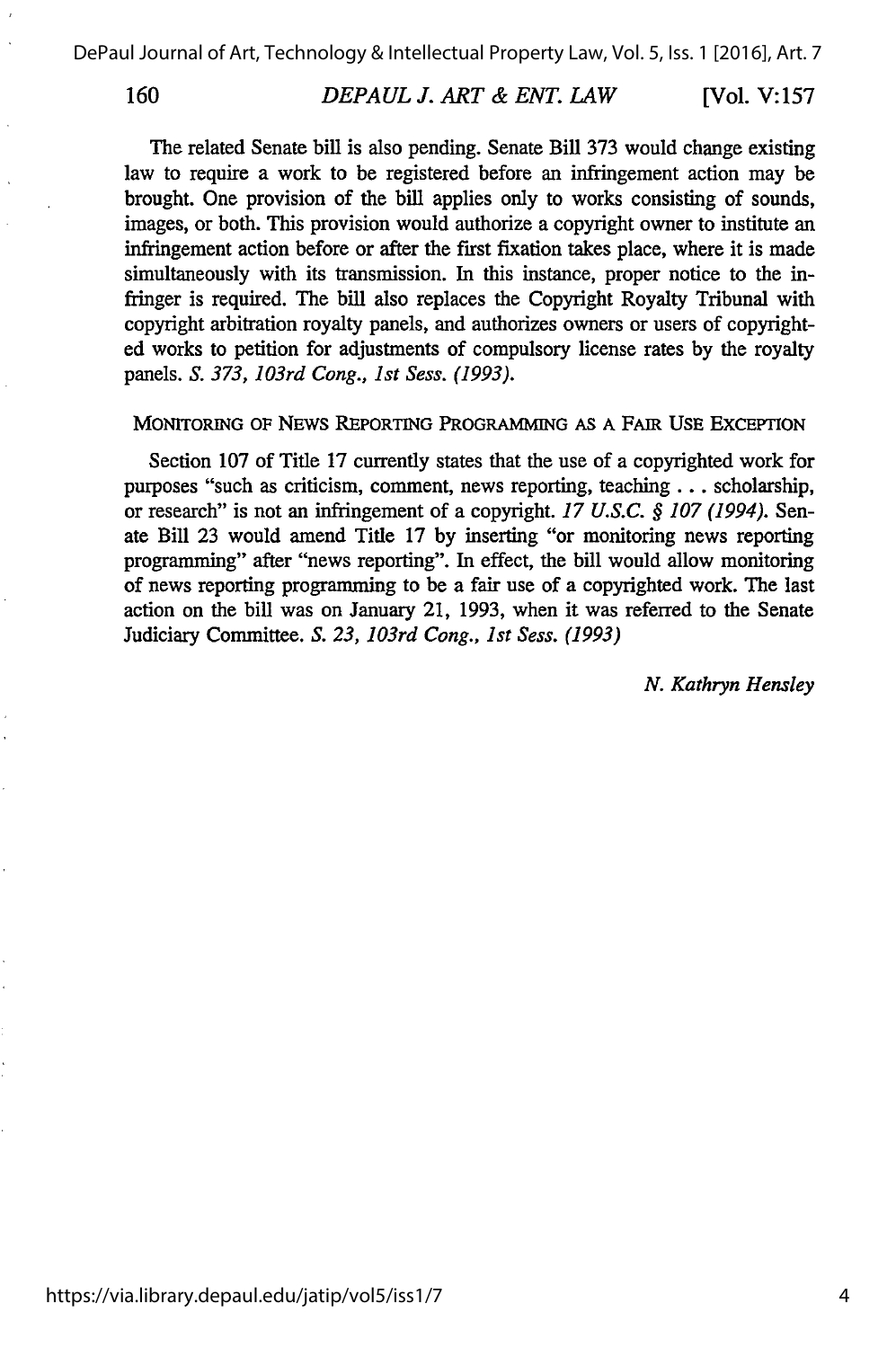The related Senate bill is also pending. Senate Bill 373 would change existing law to require a work to be registered before an infringement action may be brought. One provision of the bill applies only to works consisting of sounds, images, or both. This provision would authorize a copyright owner to institute an infringement action before or after the first fixation takes place, where it is made simultaneously with its transmission. In this instance, proper notice to the infringer is required. The bill also replaces the Copyright Royalty Tribunal with copyright arbitration royalty panels, and authorizes owners or users of copyrighted works to petition for adjustments of compulsory license rates by the royalty panels. *S. 373, 103rd Cong., 1st Sess. (1993).*

### Monitoring of News Reporting Programming as a Fair Use Exception

Section 107 of Title 17 currently states that the use of a copyrighted work for purposes "such as criticism, comment, news reporting, teaching . . . scholarship, or research" is not an infringement of a copyright. *17 U.S.C. § 107 (1994).* Senate Bill 23 would amend Title 17 by inserting "or monitoring news reporting programming" after "news reporting". In effect, the bill would allow monitoring of news reporting programming to be a fair use of a copyrighted work. The last action on the bill was on January 21, 1993, when it was referred to the Senate Judiciary Committee. *S. 23, 103rd Cong., 1st Sess. (1993)*

*N. Kathryn Hensley*